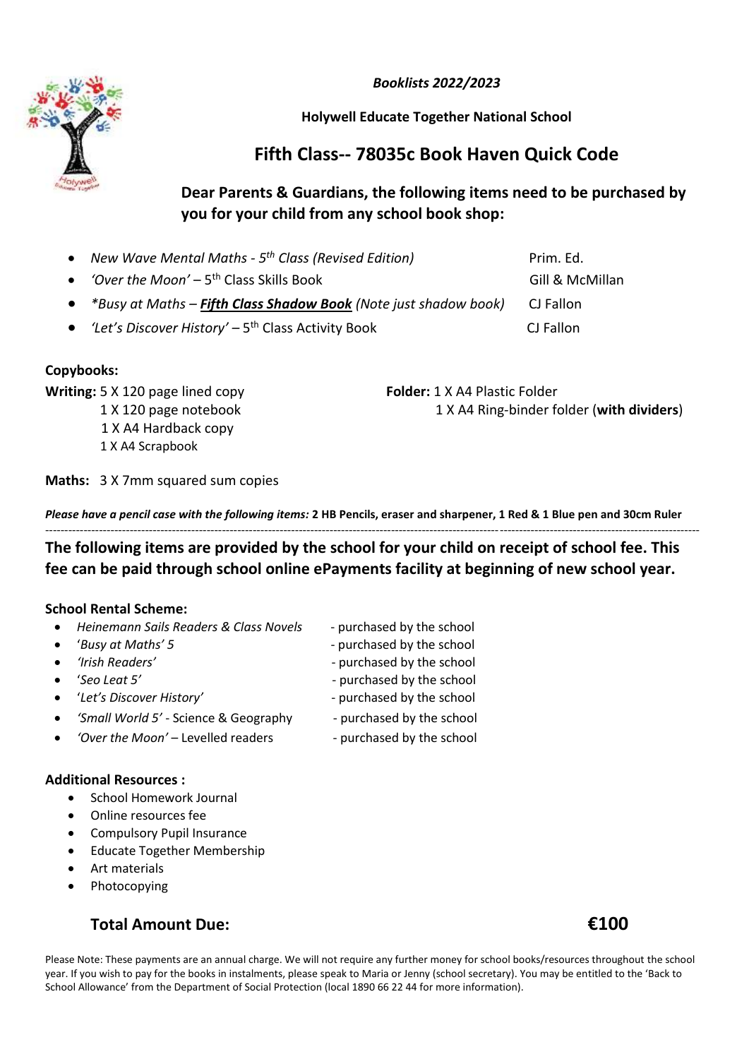*Booklists 2022/2023*

**Holywell Educate Together National School**

## Fifth Class-- 78035c Book Haven Quick Code

**Dear Parents & Guardians, the following items need to be purchased by you for your child from any school book shop:**

- *New Wave Mental Maths - 5th Class (Revised Edition)* — Prim. Ed.
- *'Over the Moon'* – 5th Class Skills Book — Gill & McMillan
- *\*Busy at Maths – **Fifth Class Shadow Book** (Note just shadow book)* — CJ Fallon
- *'Let's Discover History'* – 5th Class Activity Book — CJ Fallon

**Copybooks:**

**Writing:** 5 X 120 page lined copy
1 X 120 page notebook
1 X A4 Hardback copy
1 X A4 Scrapbook

**Folder:** 1 X A4 Plastic Folder
1 X A4 Ring-binder folder (**with dividers**)

**Maths:** 3 X 7mm squared sum copies

***Please have a pencil case with the following items:*** **2 HB Pencils, eraser and sharpener, 1 Red & 1 Blue pen and 30cm Ruler**

---

**The following items are provided by the school for your child on receipt of school fee. This fee can be paid through school online ePayments facility at beginning of new school year.**

**School Rental Scheme:**

- *Heinemann Sails Readers & Class Novels* - purchased by the school
- '*Busy at Maths' 5* - purchased by the school
- *'Irish Readers'* - purchased by the school
- '*Seo Leat 5'* - purchased by the school
- '*Let's Discover History'* - purchased by the school
- *'Small World 5'* - Science & Geography - purchased by the school
- *'Over the Moon'* – Levelled readers - purchased by the school

**Additional Resources :**

- School Homework Journal
- Online resources fee
- Compulsory Pupil Insurance
- Educate Together Membership
- Art materials
- Photocopying

**Total Amount Due: €100**

Please Note: These payments are an annual charge. We will not require any further money for school books/resources throughout the school year. If you wish to pay for the books in instalments, please speak to Maria or Jenny (school secretary). You may be entitled to the 'Back to School Allowance' from the Department of Social Protection (local 1890 66 22 44 for more information).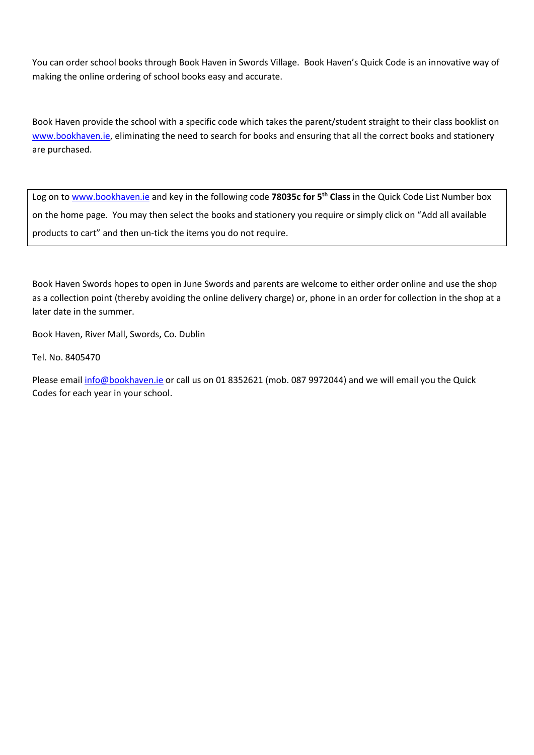You can order school books through Book Haven in Swords Village. Book Haven's Quick Code is an innovative way of making the online ordering of school books easy and accurate.

Book Haven provide the school with a specific code which takes the parent/student straight to their class booklist on www.bookhaven.ie, eliminating the need to search for books and ensuring that all the correct books and stationery are purchased.

Log on to www.bookhaven.ie and key in the following code **78035c for 5th Class** in the Quick Code List Number box on the home page. You may then select the books and stationery you require or simply click on "Add all available products to cart" and then un-tick the items you do not require.

Book Haven Swords hopes to open in June Swords and parents are welcome to either order online and use the shop as a collection point (thereby avoiding the online delivery charge) or, phone in an order for collection in the shop at a later date in the summer.

Book Haven, River Mall, Swords, Co. Dublin

Tel. No. 8405470

Please email info@bookhaven.ie or call us on 01 8352621 (mob. 087 9972044) and we will email you the Quick Codes for each year in your school.